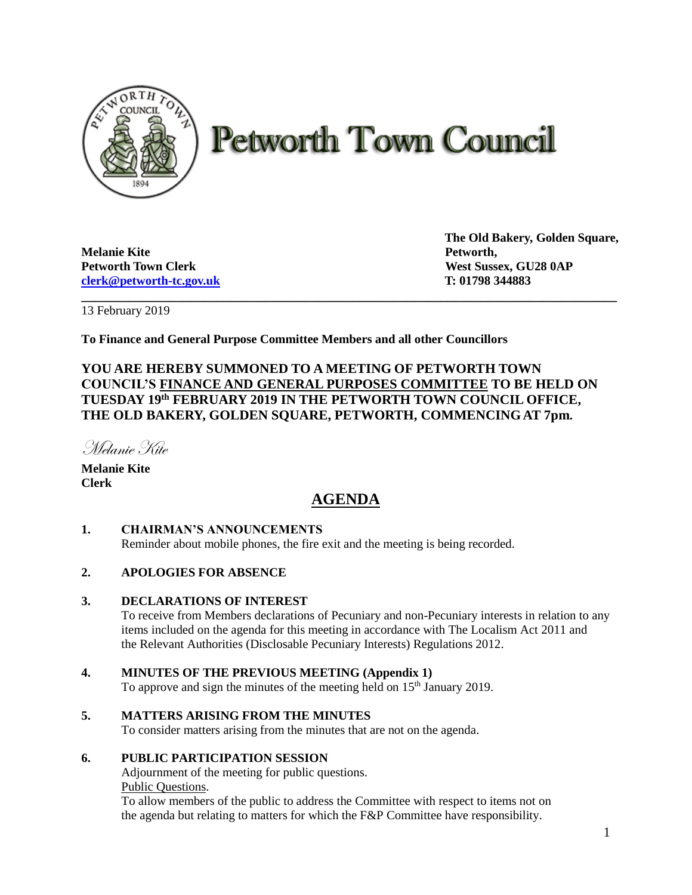# Petworth Town Council

**Melanie Kite**
**Petworth Town Clerk**
**clerk@petworth-tc.gov.uk**

**The Old Bakery, Golden Square,**
**Petworth,**
**West Sussex, GU28 0AP**
**T: 01798 344883**

---

13 February 2019

**To Finance and General Purpose Committee Members and all other Councillors**

**YOU ARE HEREBY SUMMONED TO A MEETING OF PETWORTH TOWN COUNCIL'S FINANCE AND GENERAL PURPOSES COMMITTEE TO BE HELD ON TUESDAY 19th FEBRUARY 2019 IN THE PETWORTH TOWN COUNCIL OFFICE, THE OLD BAKERY, GOLDEN SQUARE, PETWORTH, COMMENCING AT 7pm.**

*Melanie Kite*

**Melanie Kite**
**Clerk**

## AGENDA

**1. CHAIRMAN'S ANNOUNCEMENTS**
Reminder about mobile phones, the fire exit and the meeting is being recorded.

**2. APOLOGIES FOR ABSENCE**

**3. DECLARATIONS OF INTEREST**
To receive from Members declarations of Pecuniary and non-Pecuniary interests in relation to any items included on the agenda for this meeting in accordance with The Localism Act 2011 and the Relevant Authorities (Disclosable Pecuniary Interests) Regulations 2012.

**4. MINUTES OF THE PREVIOUS MEETING (Appendix 1)**
To approve and sign the minutes of the meeting held on 15th January 2019.

**5. MATTERS ARISING FROM THE MINUTES**
To consider matters arising from the minutes that are not on the agenda.

**6. PUBLIC PARTICIPATION SESSION**
Adjournment of the meeting for public questions.
Public Questions.
To allow members of the public to address the Committee with respect to items not on the agenda but relating to matters for which the F&P Committee have responsibility.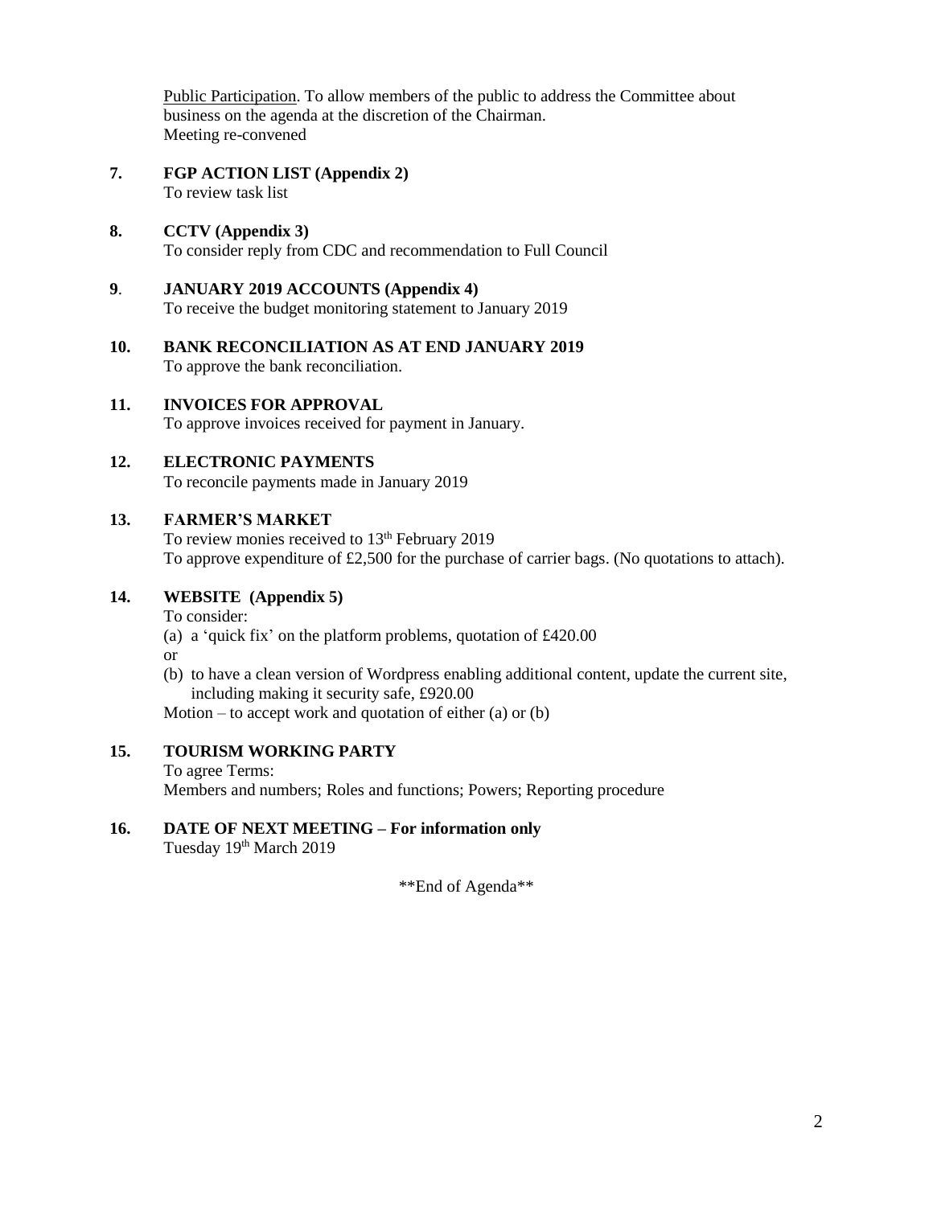Public Participation. To allow members of the public to address the Committee about business on the agenda at the discretion of the Chairman.
Meeting re-convened

**7. FGP ACTION LIST (Appendix 2)**
To review task list

**8. CCTV (Appendix 3)**
To consider reply from CDC and recommendation to Full Council

**9. JANUARY 2019 ACCOUNTS (Appendix 4)**
To receive the budget monitoring statement to January 2019

**10. BANK RECONCILIATION AS AT END JANUARY 2019**
To approve the bank reconciliation.

**11. INVOICES FOR APPROVAL**
To approve invoices received for payment in January.

**12. ELECTRONIC PAYMENTS**
To reconcile payments made in January 2019

**13. FARMER'S MARKET**
To review monies received to 13th February 2019
To approve expenditure of £2,500 for the purchase of carrier bags. (No quotations to attach).

**14. WEBSITE (Appendix 5)**
To consider:
(a) a 'quick fix' on the platform problems, quotation of £420.00
or
(b) to have a clean version of Wordpress enabling additional content, update the current site, including making it security safe, £920.00
Motion – to accept work and quotation of either (a) or (b)

**15. TOURISM WORKING PARTY**
To agree Terms:
Members and numbers; Roles and functions; Powers; Reporting procedure

**16. DATE OF NEXT MEETING – For information only**
Tuesday 19th March 2019

**End of Agenda**